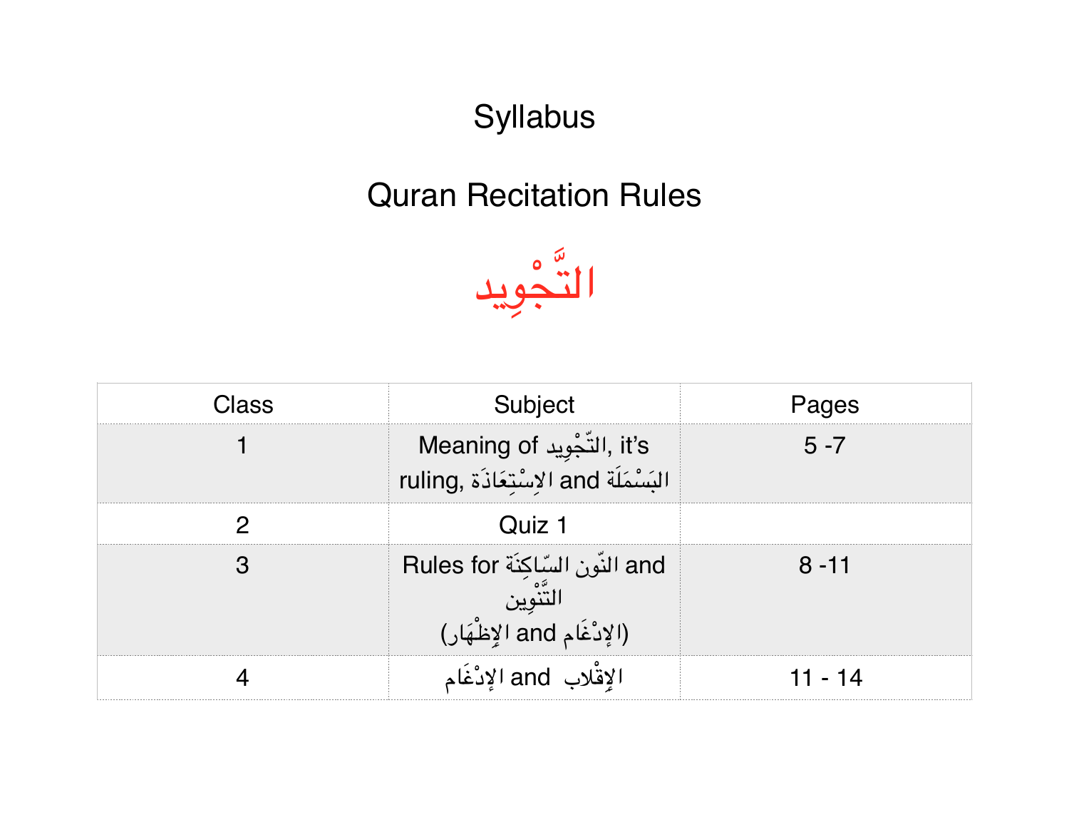# Syllabus

## Quran Recitation Rules

## التَّجْوِيد

| Class | Subject | Pages |
|---|---|---|
| 1 | Meaning of التّجْوِيد, it's ruling, الاِسْتِعَاذَة and البَسْمَلَة | 5 -7 |
| 2 | Quiz 1 | |
| 3 | Rules for النّون السّاكِنَة and التَّنْوِين (الإِدْغَام and الإِظْهَار) | 8 -11 |
| 4 | الإِقْلاب and الإِدْغَام | 11 - 14 |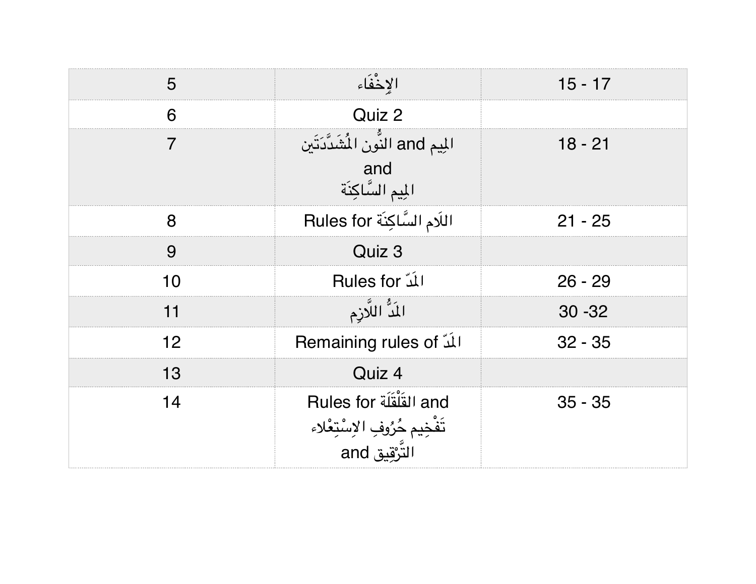| | | |
|---|---|---|
| 5 | الإِخْفَاء | 15 - 17 |
| 6 | Quiz 2 | |
| 7 | المِيم and النُّون المُشَدَّدَتَين and المِيم السَّاكِنَة | 18 - 21 |
| 8 | Rules for اللَام السَّاكِنَة | 21 - 25 |
| 9 | Quiz 3 | |
| 10 | Rules for المَدّ | 26 - 29 |
| 11 | المَدُّ اللاَّزِم | 30 -32 |
| 12 | Remaining rules of المَدّ | 32 - 35 |
| 13 | Quiz 4 | |
| 14 | Rules for القَلْقَلَة and تَفْخِيم حُرُوفِ الاِسْتِعْلاء and التَّرْقِيق | 35 - 35 |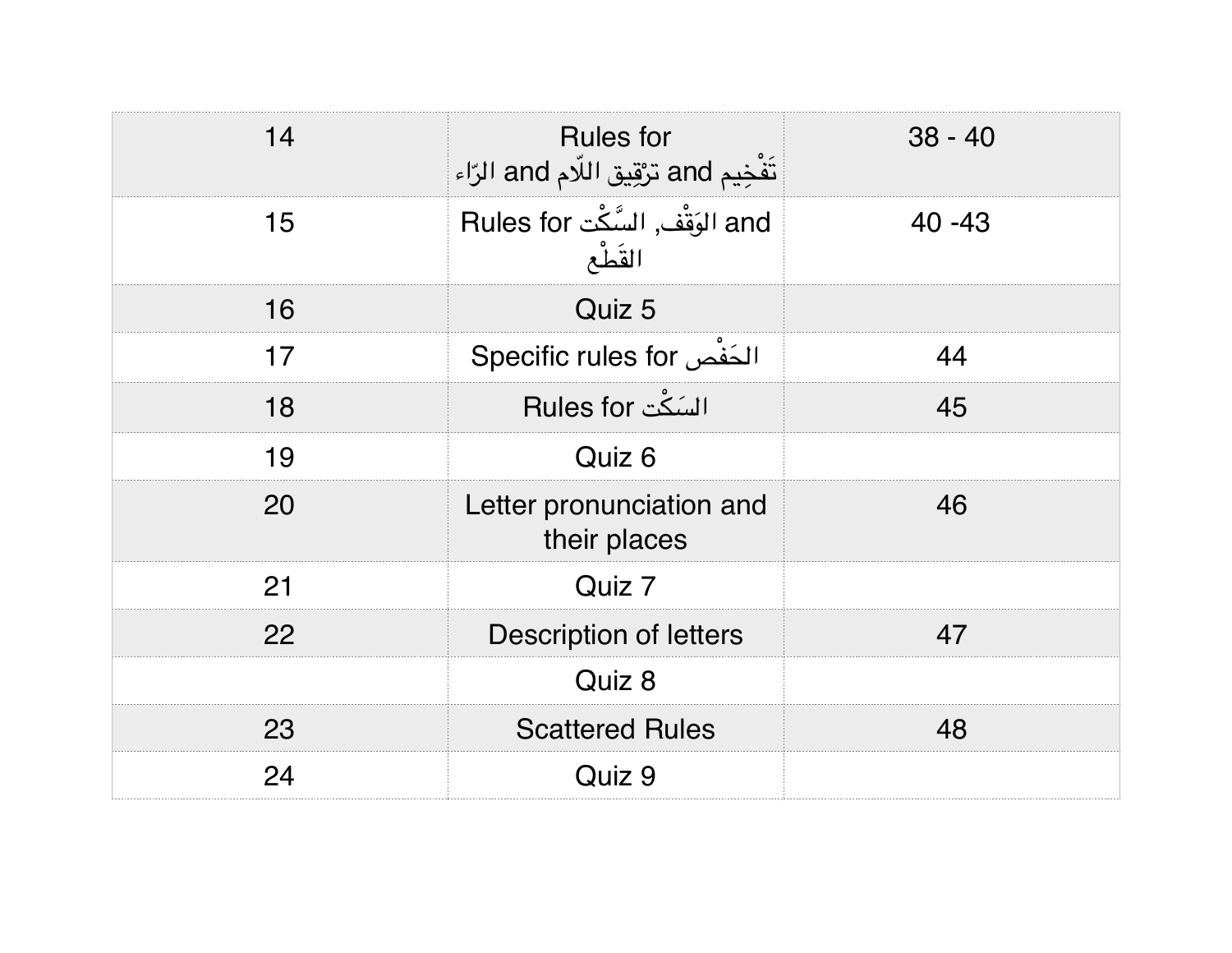| | | |
|---|---|---|
| 14 | Rules for تَفْخِيم and ترْقِيق اللّام and الرّاء | 38 - 40 |
| 15 | Rules for الوَقْف, السَّكْت and القَطْع | 40 -43 |
| 16 | Quiz 5 | |
| 17 | Specific rules for الحَفْص | 44 |
| 18 | Rules for السَكْت | 45 |
| 19 | Quiz 6 | |
| 20 | Letter pronunciation and their places | 46 |
| 21 | Quiz 7 | |
| 22 | Description of letters | 47 |
| | Quiz 8 | |
| 23 | Scattered Rules | 48 |
| 24 | Quiz 9 | |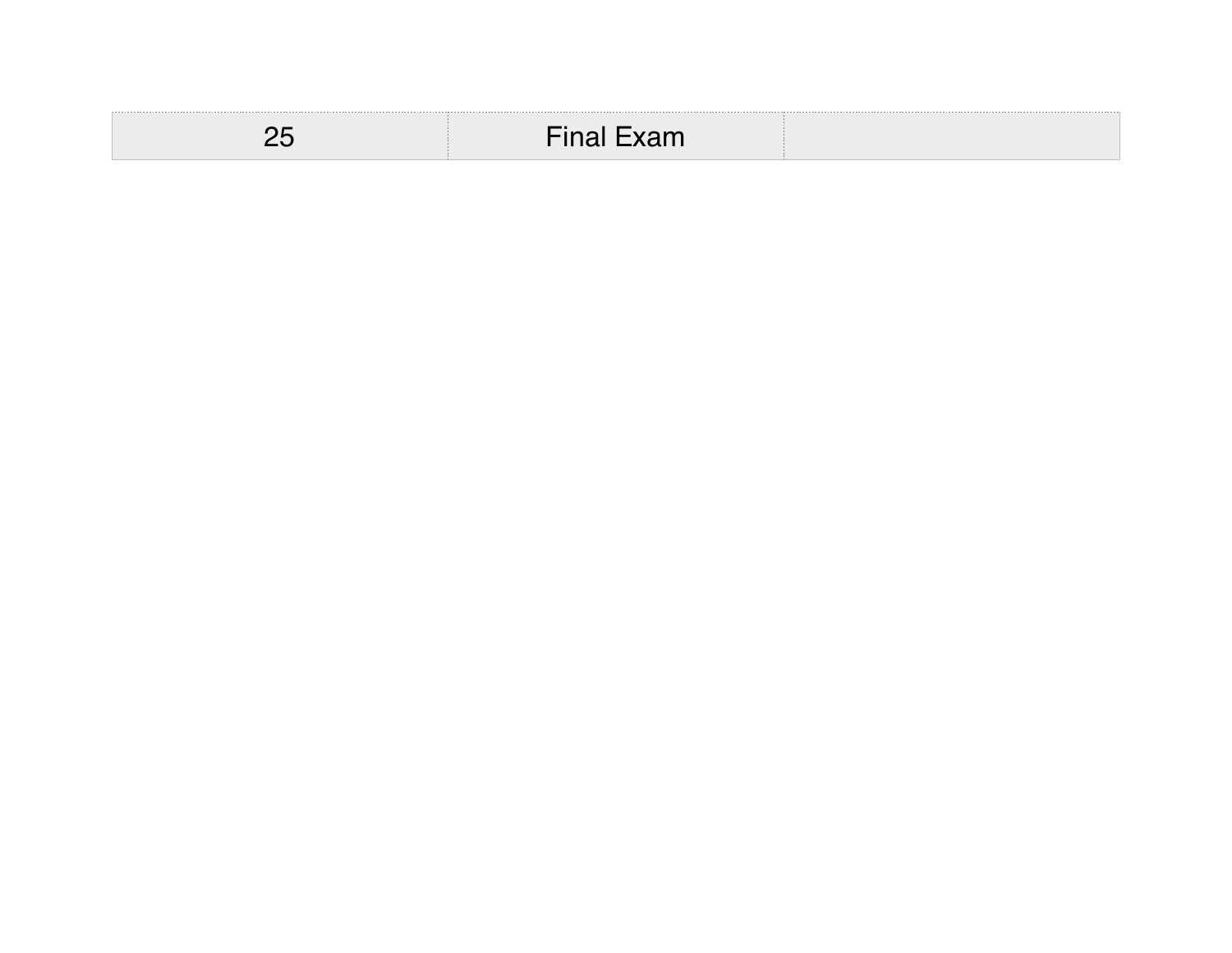| | | |
|---|---|---|
| 25 | Final Exam | |